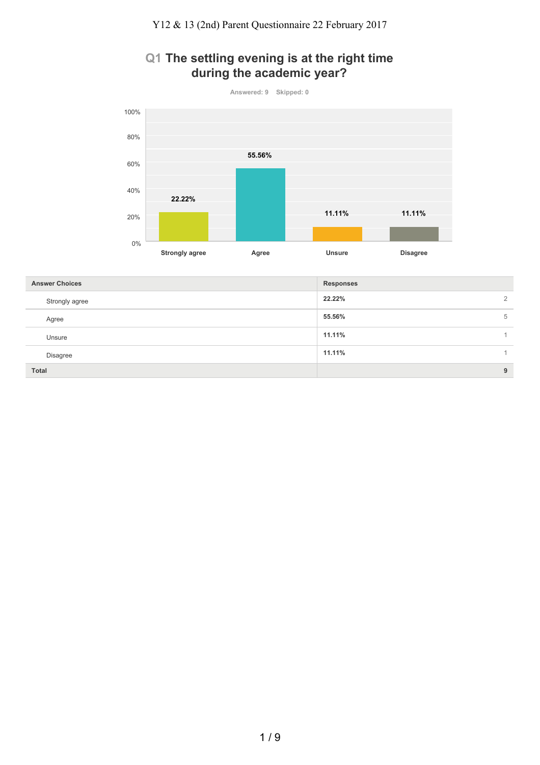# Y12 & 13 (2nd) Parent Questionnaire 22 February 2017

## Q1 The settling evening is at the right time during the academic year?

Answered: 9 Skipped: 0

| Answer Choices | Responses | |
|---|---|---|
| Strongly agree | 22.22% | 2 |
| Agree | 55.56% | 5 |
| Unsure | 11.11% | 1 |
| Disagree | 11.11% | 1 |
| **Total** | | **9** |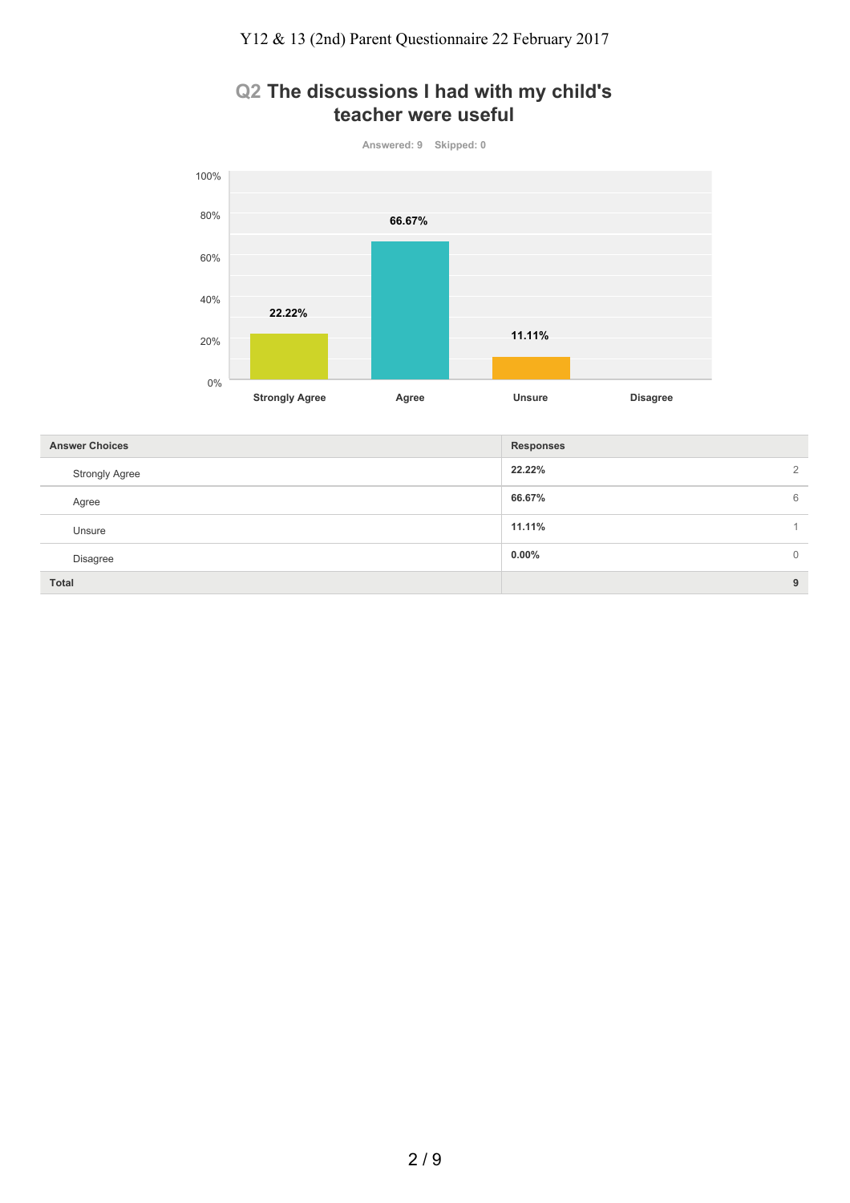## Q2 The discussions I had with my child's teacher were useful

Answered: 9 Skipped: 0

| Answer Choices | Responses | |
|---|---|---|
| Strongly Agree | **22.22%** | 2 |
| Agree | **66.67%** | 6 |
| Unsure | **11.11%** | 1 |
| Disagree | **0.00%** | 0 |
| **Total** | | **9** |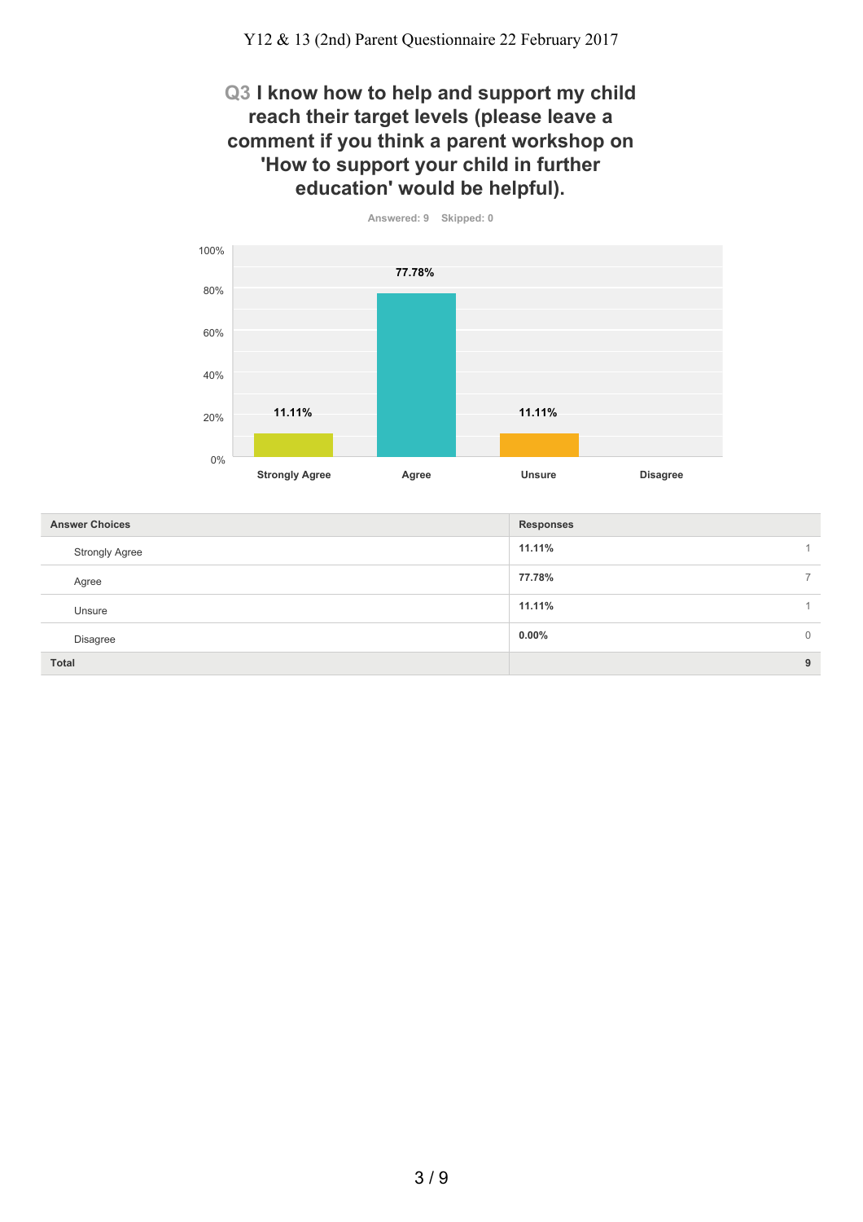## Q3 I know how to help and support my child reach their target levels (please leave a comment if you think a parent workshop on 'How to support your child in further education' would be helpful).

Answered: 9 Skipped: 0

| Answer Choices | Responses | |
|---|---|---|
| Strongly Agree | 11.11% | 1 |
| Agree | 77.78% | 7 |
| Unsure | 11.11% | 1 |
| Disagree | 0.00% | 0 |
| **Total** | | **9** |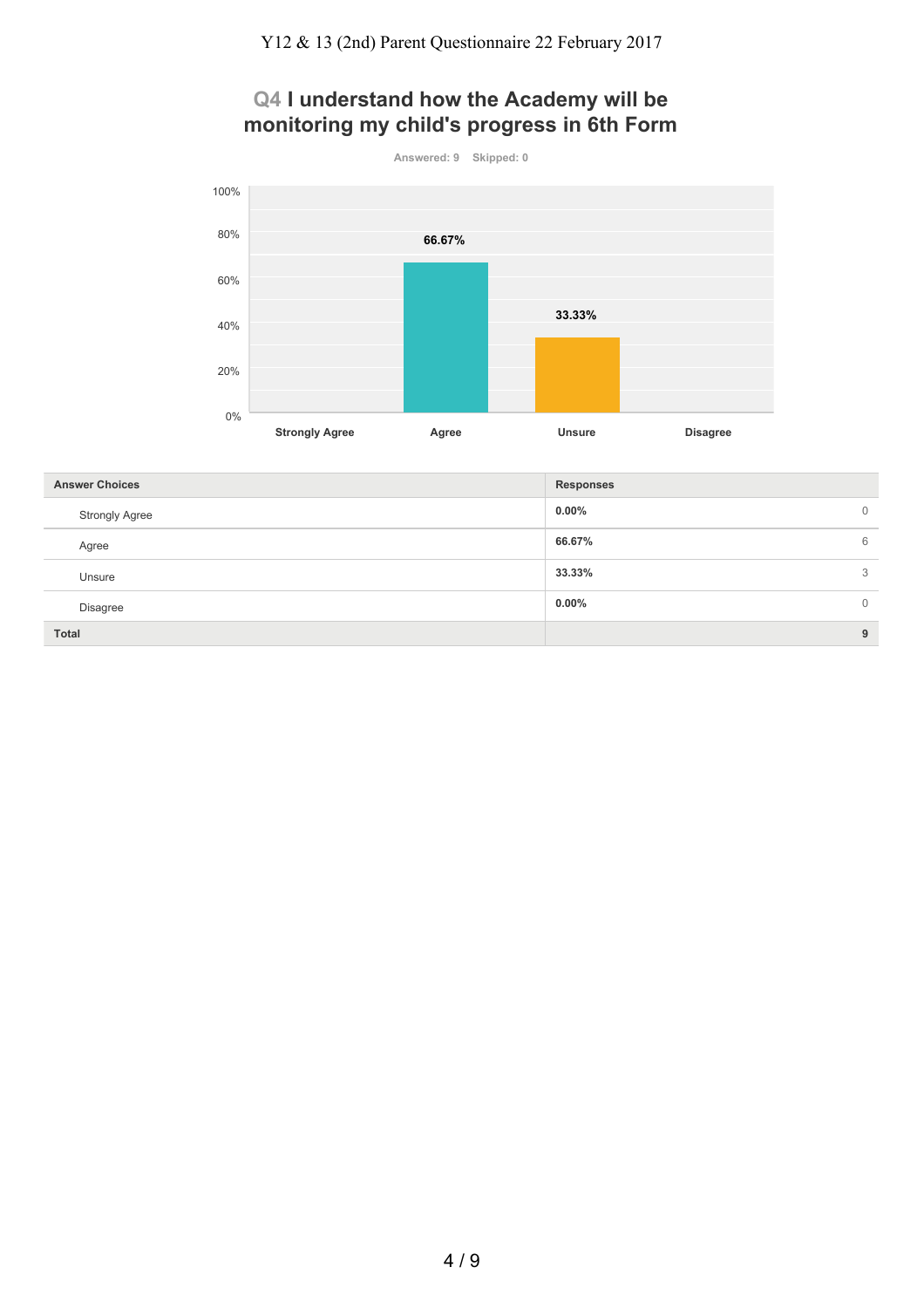## Q4 I understand how the Academy will be monitoring my child's progress in 6th Form

Answered: 9 Skipped: 0

| Answer Choices | Responses | |
|---|---|---|
| Strongly Agree | 0.00% | 0 |
| Agree | 66.67% | 6 |
| Unsure | 33.33% | 3 |
| Disagree | 0.00% | 0 |
| **Total** | | **9** |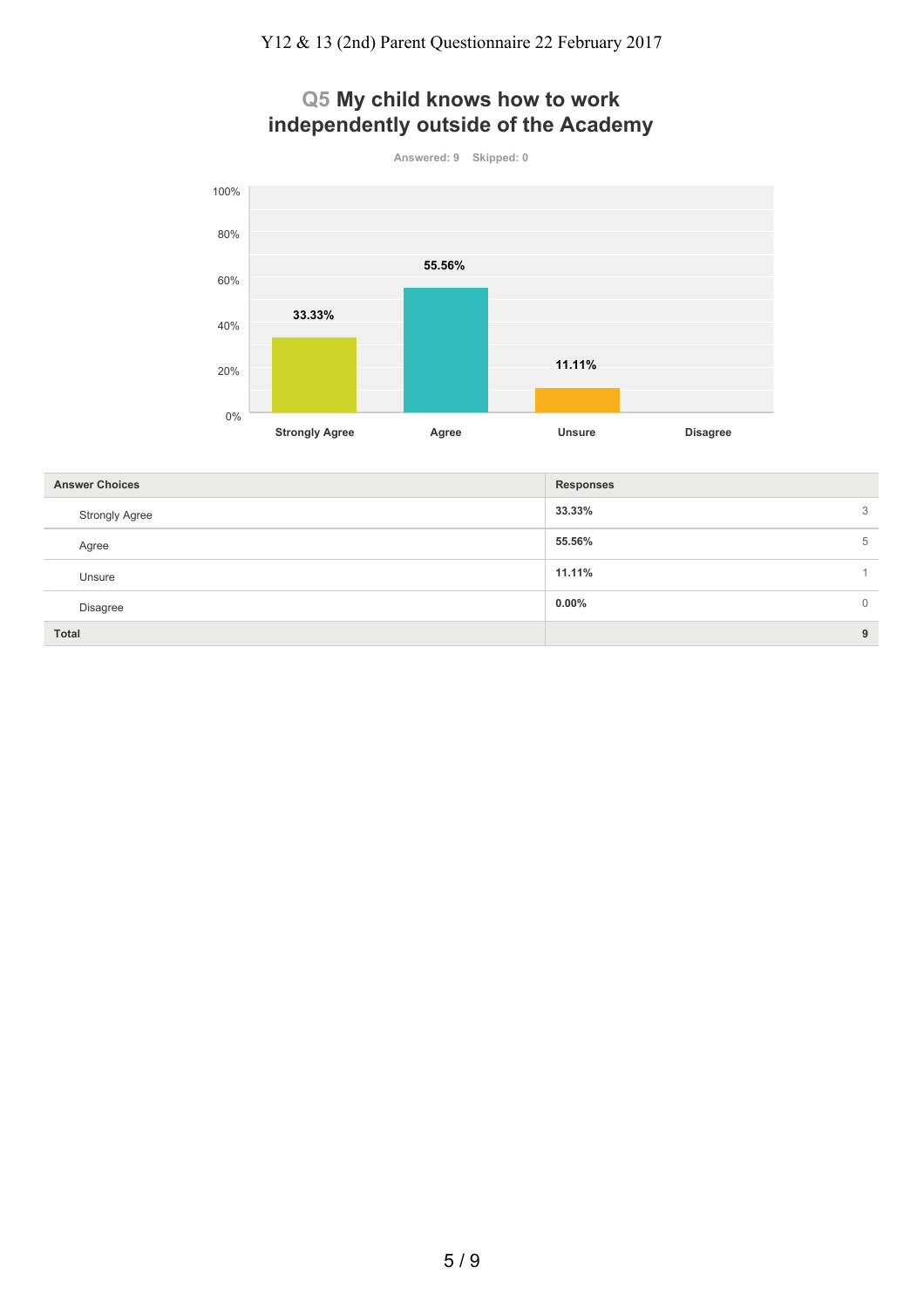## Q5 My child knows how to work independently outside of the Academy

Answered: 9 Skipped: 0

| Answer Choices | Responses | |
|---|---|---|
| Strongly Agree | 33.33% | 3 |
| Agree | 55.56% | 5 |
| Unsure | 11.11% | 1 |
| Disagree | 0.00% | 0 |
| **Total** | | **9** |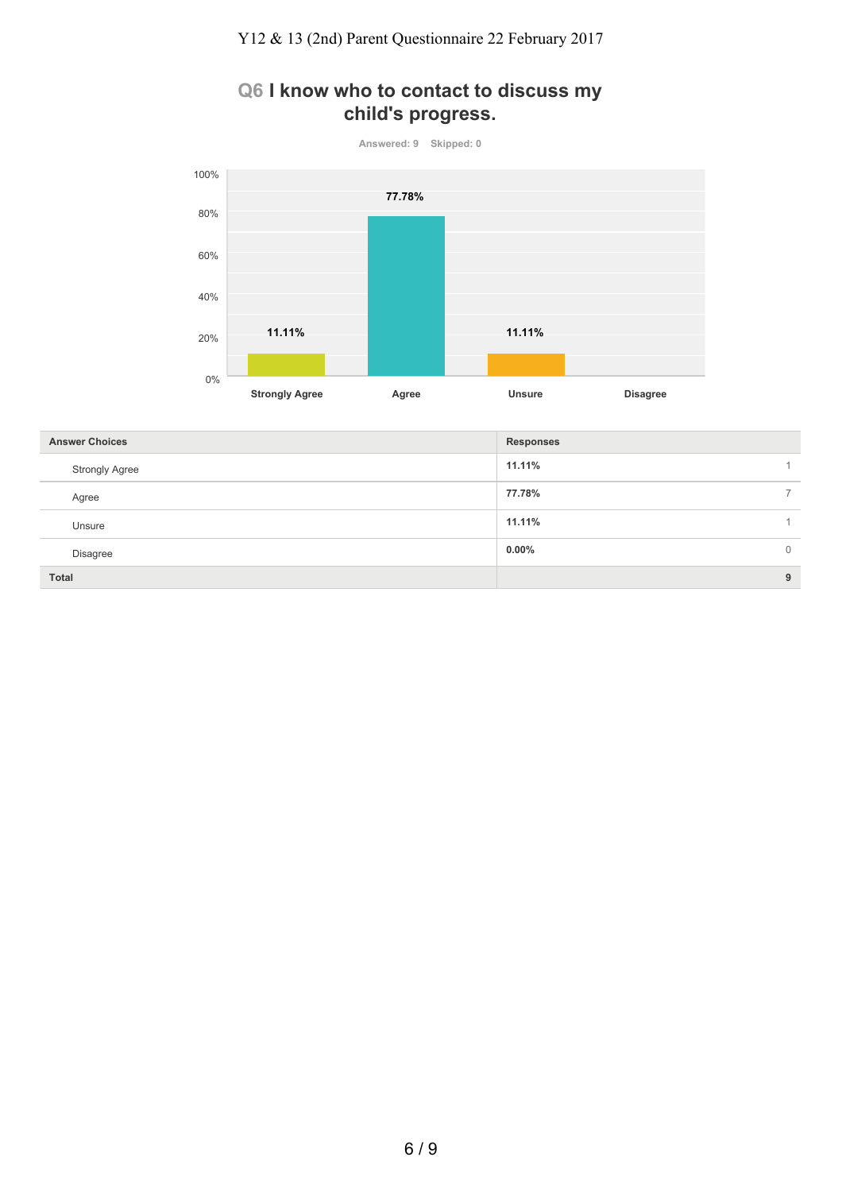## Q6 I know who to contact to discuss my child's progress.

Answered: 9 Skipped: 0

| Answer Choices | Responses | |
|---|---|---|
| Strongly Agree | 11.11% | 1 |
| Agree | 77.78% | 7 |
| Unsure | 11.11% | 1 |
| Disagree | 0.00% | 0 |
| **Total** | | **9** |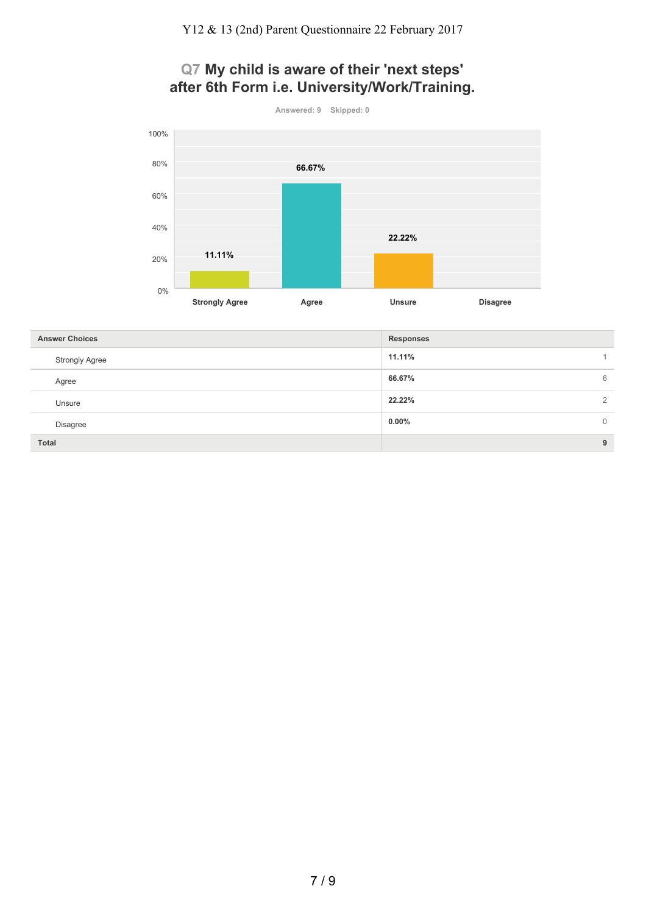## Q7 My child is aware of their 'next steps' after 6th Form i.e. University/Work/Training.

Answered: 9 Skipped: 0

| Answer Choices | Responses | |
|---|---|---|
| Strongly Agree | 11.11% | 1 |
| Agree | 66.67% | 6 |
| Unsure | 22.22% | 2 |
| Disagree | 0.00% | 0 |
| **Total** | | **9** |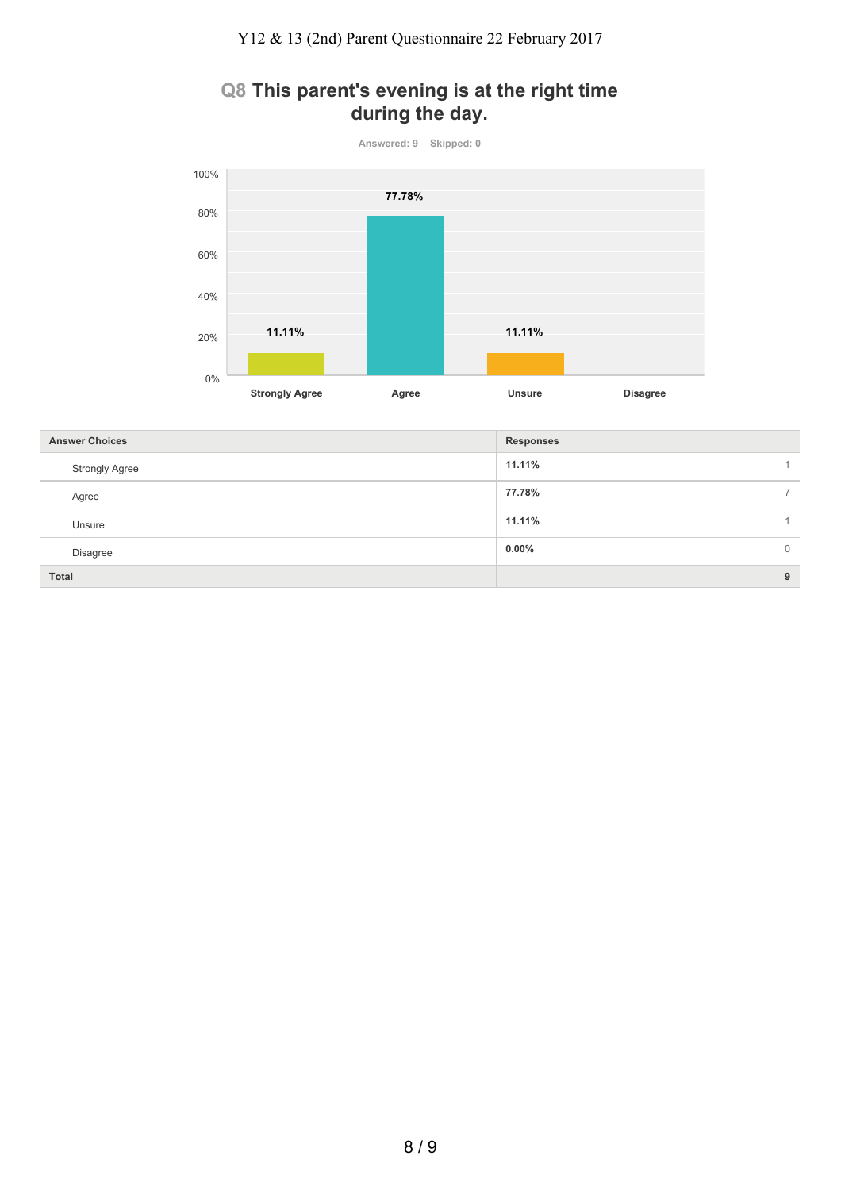## Q8 This parent's evening is at the right time during the day.

Answered: 9 Skipped: 0

| Answer Choices | Responses | |
|---|---|---|
| Strongly Agree | 11.11% | 1 |
| Agree | 77.78% | 7 |
| Unsure | 11.11% | 1 |
| Disagree | 0.00% | 0 |
| **Total** | | **9** |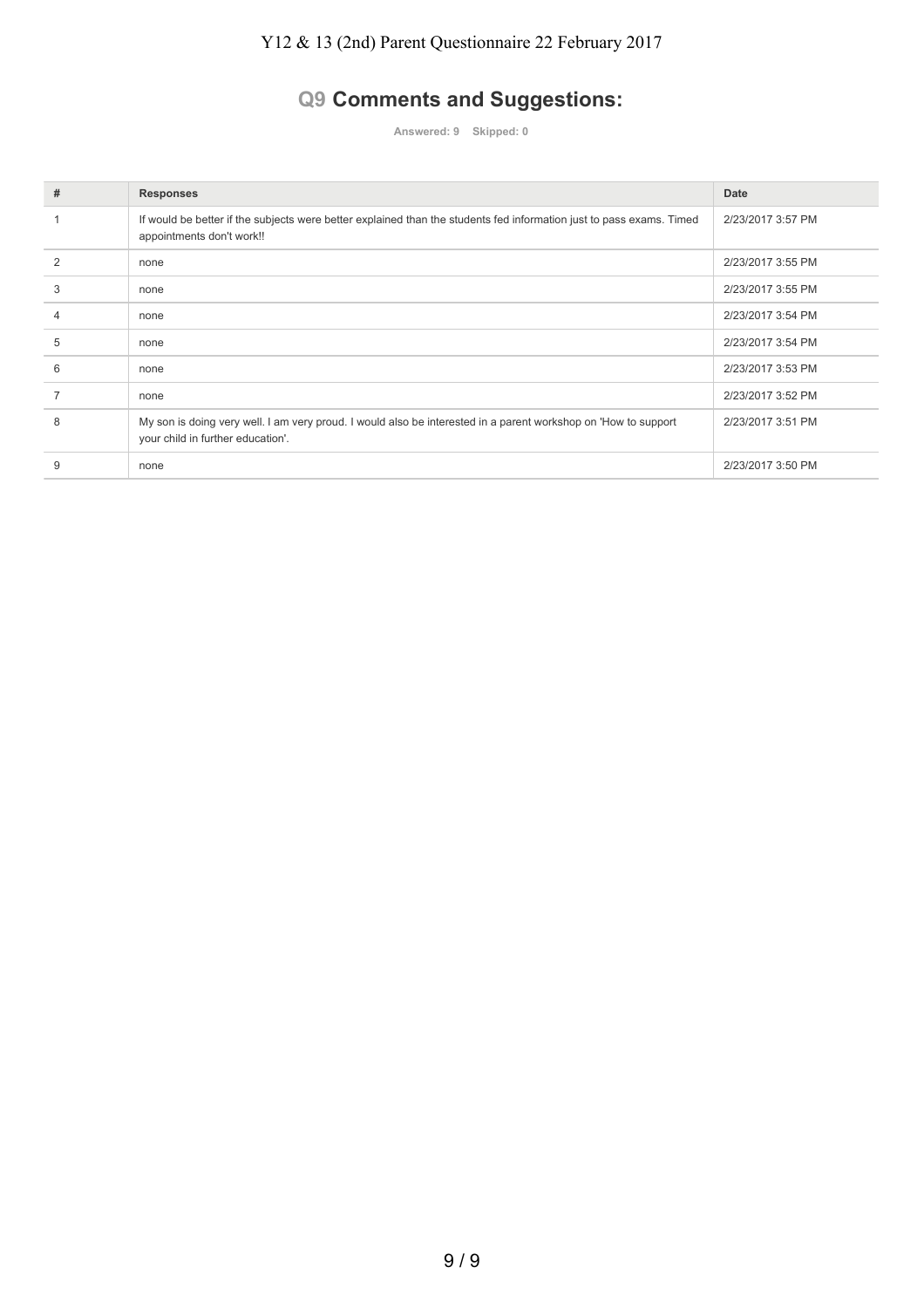# Q9 Comments and Suggestions:

**Answered: 9 Skipped: 0**

| # | Responses | Date |
|---|---|---|
| 1 | If would be better if the subjects were better explained than the students fed information just to pass exams. Timed appointments don't work!! | 2/23/2017 3:57 PM |
| 2 | none | 2/23/2017 3:55 PM |
| 3 | none | 2/23/2017 3:55 PM |
| 4 | none | 2/23/2017 3:54 PM |
| 5 | none | 2/23/2017 3:54 PM |
| 6 | none | 2/23/2017 3:53 PM |
| 7 | none | 2/23/2017 3:52 PM |
| 8 | My son is doing very well. I am very proud. I would also be interested in a parent workshop on 'How to support your child in further education'. | 2/23/2017 3:51 PM |
| 9 | none | 2/23/2017 3:50 PM |